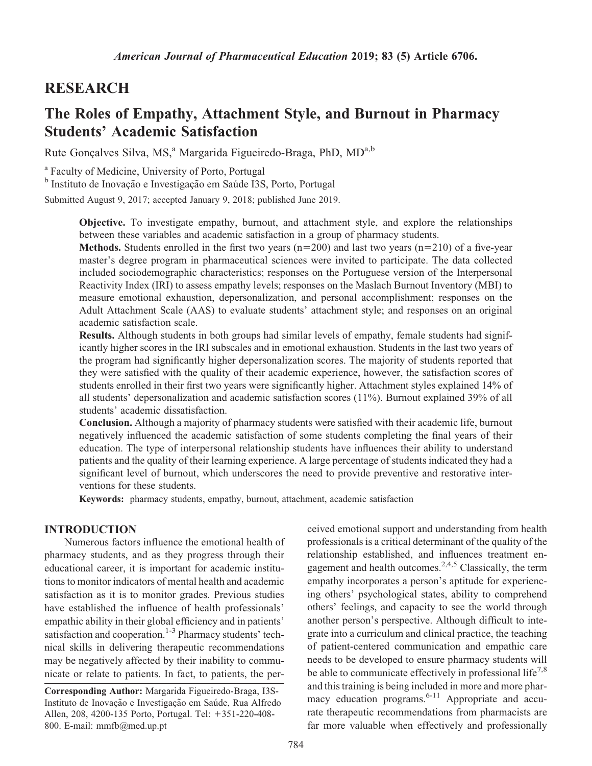RESEARCH

# The Roles of Empathy, Attachment Style, and Burnout in Pharmacy Students' Academic Satisfaction

Rute Gonçalves Silva, MS,[a] Margarida Figueiredo-Braga, PhD, MD[a,b]

[a] Faculty of Medicine, University of Porto, Portugal

[b] Instituto de Inovação e Investigação em Saúde I3S, Porto, Portugal

Submitted August 9, 2017; accepted January 9, 2018; published June 2019.

**Objective.** To investigate empathy, burnout, and attachment style, and explore the relationships between these variables and academic satisfaction in a group of pharmacy students.

**Methods.** Students enrolled in the first two years (n=200) and last two years (n=210) of a five-year master's degree program in pharmaceutical sciences were invited to participate. The data collected included sociodemographic characteristics; responses on the Portuguese version of the Interpersonal Reactivity Index (IRI) to assess empathy levels; responses on the Maslach Burnout Inventory (MBI) to measure emotional exhaustion, depersonalization, and personal accomplishment; responses on the Adult Attachment Scale (AAS) to evaluate students' attachment style; and responses on an original academic satisfaction scale.

**Results.** Although students in both groups had similar levels of empathy, female students had significantly higher scores in the IRI subscales and in emotional exhaustion. Students in the last two years of the program had significantly higher depersonalization scores. The majority of students reported that they were satisfied with the quality of their academic experience, however, the satisfaction scores of students enrolled in their first two years were significantly higher. Attachment styles explained 14% of all students' depersonalization and academic satisfaction scores (11%). Burnout explained 39% of all students' academic dissatisfaction.

**Conclusion.** Although a majority of pharmacy students were satisfied with their academic life, burnout negatively influenced the academic satisfaction of some students completing the final years of their education. The type of interpersonal relationship students have influences their ability to understand patients and the quality of their learning experience. A large percentage of students indicated they had a significant level of burnout, which underscores the need to provide preventive and restorative interventions for these students.

**Keywords:** pharmacy students, empathy, burnout, attachment, academic satisfaction

## INTRODUCTION

Numerous factors influence the emotional health of pharmacy students, and as they progress through their educational career, it is important for academic institutions to monitor indicators of mental health and academic satisfaction as it is to monitor grades. Previous studies have established the influence of health professionals' empathic ability in their global efficiency and in patients' satisfaction and cooperation.[1-3] Pharmacy students' technical skills in delivering therapeutic recommendations may be negatively affected by their inability to communicate or relate to patients. In fact, to patients, the perceived emotional support and understanding from health professionals is a critical determinant of the quality of the relationship established, and influences treatment engagement and health outcomes.[2,4,5] Classically, the term empathy incorporates a person's aptitude for experiencing others' psychological states, ability to comprehend others' feelings, and capacity to see the world through another person's perspective. Although difficult to integrate into a curriculum and clinical practice, the teaching of patient-centered communication and empathic care needs to be developed to ensure pharmacy students will be able to communicate effectively in professional life[7,8] and this training is being included in more and more pharmacy education programs.[6-11] Appropriate and accurate therapeutic recommendations from pharmacists are far more valuable when effectively and professionally

**Corresponding Author:** Margarida Figueiredo-Braga, I3S-Instituto de Inovação e Investigação em Saúde, Rua Alfredo Allen, 208, 4200-135 Porto, Portugal. Tel: +351-220-408-800. E-mail: mmfb@med.up.pt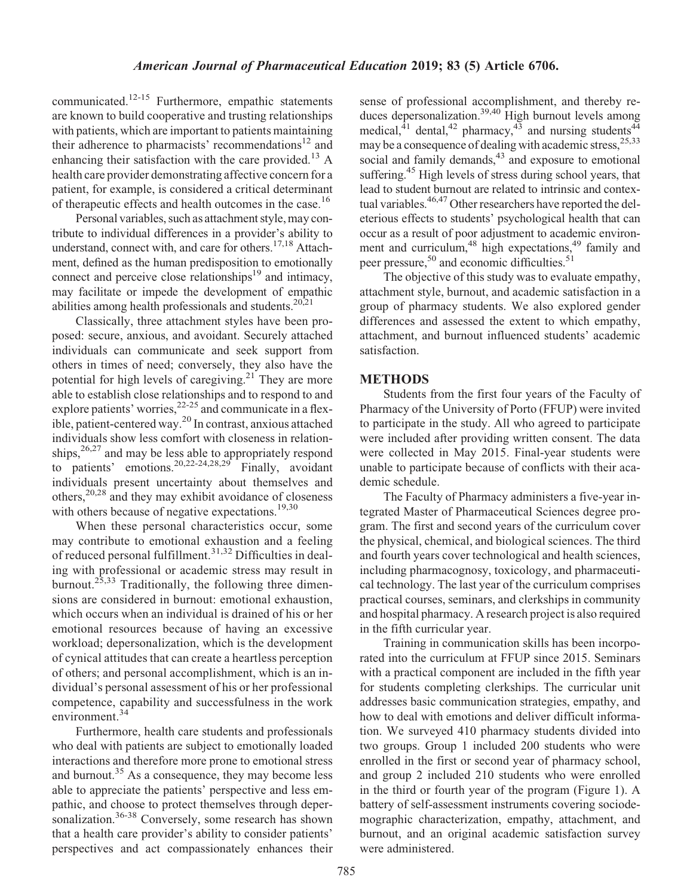communicated.[12-15] Furthermore, empathic statements are known to build cooperative and trusting relationships with patients, which are important to patients maintaining their adherence to pharmacists' recommendations[12] and enhancing their satisfaction with the care provided.[13] A health care provider demonstrating affective concern for a patient, for example, is considered a critical determinant of therapeutic effects and health outcomes in the case.[16]

Personal variables, such as attachment style, may contribute to individual differences in a provider's ability to understand, connect with, and care for others.[17,18] Attachment, defined as the human predisposition to emotionally connect and perceive close relationships[19] and intimacy, may facilitate or impede the development of empathic abilities among health professionals and students.[20,21]

Classically, three attachment styles have been proposed: secure, anxious, and avoidant. Securely attached individuals can communicate and seek support from others in times of need; conversely, they also have the potential for high levels of caregiving.[21] They are more able to establish close relationships and to respond to and explore patients' worries,[22-25] and communicate in a flexible, patient-centered way.[20] In contrast, anxious attached individuals show less comfort with closeness in relationships,[26,27] and may be less able to appropriately respond to patients' emotions.[20,22-24,28,29] Finally, avoidant individuals present uncertainty about themselves and others,[20,28] and they may exhibit avoidance of closeness with others because of negative expectations.[19,30]

When these personal characteristics occur, some may contribute to emotional exhaustion and a feeling of reduced personal fulfillment.[31,32] Difficulties in dealing with professional or academic stress may result in burnout.[25,33] Traditionally, the following three dimensions are considered in burnout: emotional exhaustion, which occurs when an individual is drained of his or her emotional resources because of having an excessive workload; depersonalization, which is the development of cynical attitudes that can create a heartless perception of others; and personal accomplishment, which is an individual's personal assessment of his or her professional competence, capability and successfulness in the work environment.[34]

Furthermore, health care students and professionals who deal with patients are subject to emotionally loaded interactions and therefore more prone to emotional stress and burnout.[35] As a consequence, they may become less able to appreciate the patients' perspective and less empathic, and choose to protect themselves through depersonalization.[36-38] Conversely, some research has shown that a health care provider's ability to consider patients' perspectives and act compassionately enhances their sense of professional accomplishment, and thereby reduces depersonalization.[39,40] High burnout levels among medical,[41] dental,[42] pharmacy,[43] and nursing students[44] may be a consequence of dealing with academic stress,[25,33] social and family demands,[43] and exposure to emotional suffering.[45] High levels of stress during school years, that lead to student burnout are related to intrinsic and contextual variables.[46,47] Other researchers have reported the deleterious effects to students' psychological health that can occur as a result of poor adjustment to academic environment and curriculum,[48] high expectations,[49] family and peer pressure,[50] and economic difficulties.[51]

The objective of this study was to evaluate empathy, attachment style, burnout, and academic satisfaction in a group of pharmacy students. We also explored gender differences and assessed the extent to which empathy, attachment, and burnout influenced students' academic satisfaction.

## METHODS

Students from the first four years of the Faculty of Pharmacy of the University of Porto (FFUP) were invited to participate in the study. All who agreed to participate were included after providing written consent. The data were collected in May 2015. Final-year students were unable to participate because of conflicts with their academic schedule.

The Faculty of Pharmacy administers a five-year integrated Master of Pharmaceutical Sciences degree program. The first and second years of the curriculum cover the physical, chemical, and biological sciences. The third and fourth years cover technological and health sciences, including pharmacognosy, toxicology, and pharmaceutical technology. The last year of the curriculum comprises practical courses, seminars, and clerkships in community and hospital pharmacy. A research project is also required in the fifth curricular year.

Training in communication skills has been incorporated into the curriculum at FFUP since 2015. Seminars with a practical component are included in the fifth year for students completing clerkships. The curricular unit addresses basic communication strategies, empathy, and how to deal with emotions and deliver difficult information. We surveyed 410 pharmacy students divided into two groups. Group 1 included 200 students who were enrolled in the first or second year of pharmacy school, and group 2 included 210 students who were enrolled in the third or fourth year of the program (Figure 1). A battery of self-assessment instruments covering sociodemographic characterization, empathy, attachment, and burnout, and an original academic satisfaction survey were administered.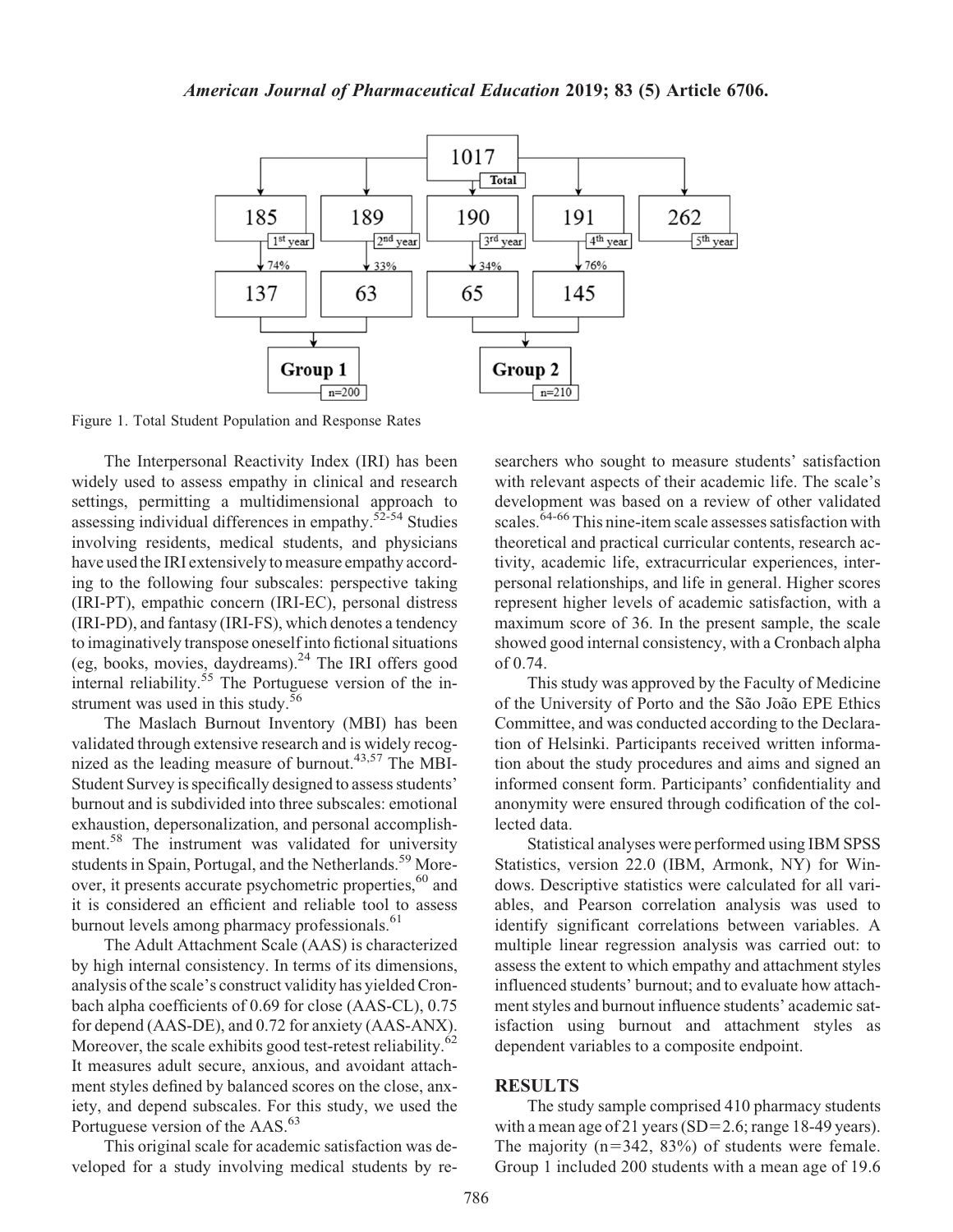Figure 1. Total Student Population and Response Rates

The Interpersonal Reactivity Index (IRI) has been widely used to assess empathy in clinical and research settings, permitting a multidimensional approach to assessing individual differences in empathy.[52-54] Studies involving residents, medical students, and physicians have used the IRI extensively to measure empathy according to the following four subscales: perspective taking (IRI-PT), empathic concern (IRI-EC), personal distress (IRI-PD), and fantasy (IRI-FS), which denotes a tendency to imaginatively transpose oneself into fictional situations (eg, books, movies, daydreams).[24] The IRI offers good internal reliability.[55] The Portuguese version of the instrument was used in this study.[56]

The Maslach Burnout Inventory (MBI) has been validated through extensive research and is widely recognized as the leading measure of burnout.[43,57] The MBI-Student Survey is specifically designed to assess students' burnout and is subdivided into three subscales: emotional exhaustion, depersonalization, and personal accomplishment.[58] The instrument was validated for university students in Spain, Portugal, and the Netherlands.[59] Moreover, it presents accurate psychometric properties,[60] and it is considered an efficient and reliable tool to assess burnout levels among pharmacy professionals.[61]

The Adult Attachment Scale (AAS) is characterized by high internal consistency. In terms of its dimensions, analysis of the scale's construct validity has yielded Cronbach alpha coefficients of 0.69 for close (AAS-CL), 0.75 for depend (AAS-DE), and 0.72 for anxiety (AAS-ANX). Moreover, the scale exhibits good test-retest reliability.[62] It measures adult secure, anxious, and avoidant attachment styles defined by balanced scores on the close, anxiety, and depend subscales. For this study, we used the Portuguese version of the AAS.[63]

This original scale for academic satisfaction was developed for a study involving medical students by researchers who sought to measure students' satisfaction with relevant aspects of their academic life. The scale's development was based on a review of other validated scales.[64-66] This nine-item scale assesses satisfaction with theoretical and practical curricular contents, research activity, academic life, extracurricular experiences, interpersonal relationships, and life in general. Higher scores represent higher levels of academic satisfaction, with a maximum score of 36. In the present sample, the scale showed good internal consistency, with a Cronbach alpha of 0.74.

This study was approved by the Faculty of Medicine of the University of Porto and the São João EPE Ethics Committee, and was conducted according to the Declaration of Helsinki. Participants received written information about the study procedures and aims and signed an informed consent form. Participants' confidentiality and anonymity were ensured through codification of the collected data.

Statistical analyses were performed using IBM SPSS Statistics, version 22.0 (IBM, Armonk, NY) for Windows. Descriptive statistics were calculated for all variables, and Pearson correlation analysis was used to identify significant correlations between variables. A multiple linear regression analysis was carried out: to assess the extent to which empathy and attachment styles influenced students' burnout; and to evaluate how attachment styles and burnout influence students' academic satisfaction using burnout and attachment styles as dependent variables to a composite endpoint.

## RESULTS

The study sample comprised 410 pharmacy students with a mean age of 21 years (SD=2.6; range 18-49 years). The majority (n=342, 83%) of students were female. Group 1 included 200 students with a mean age of 19.6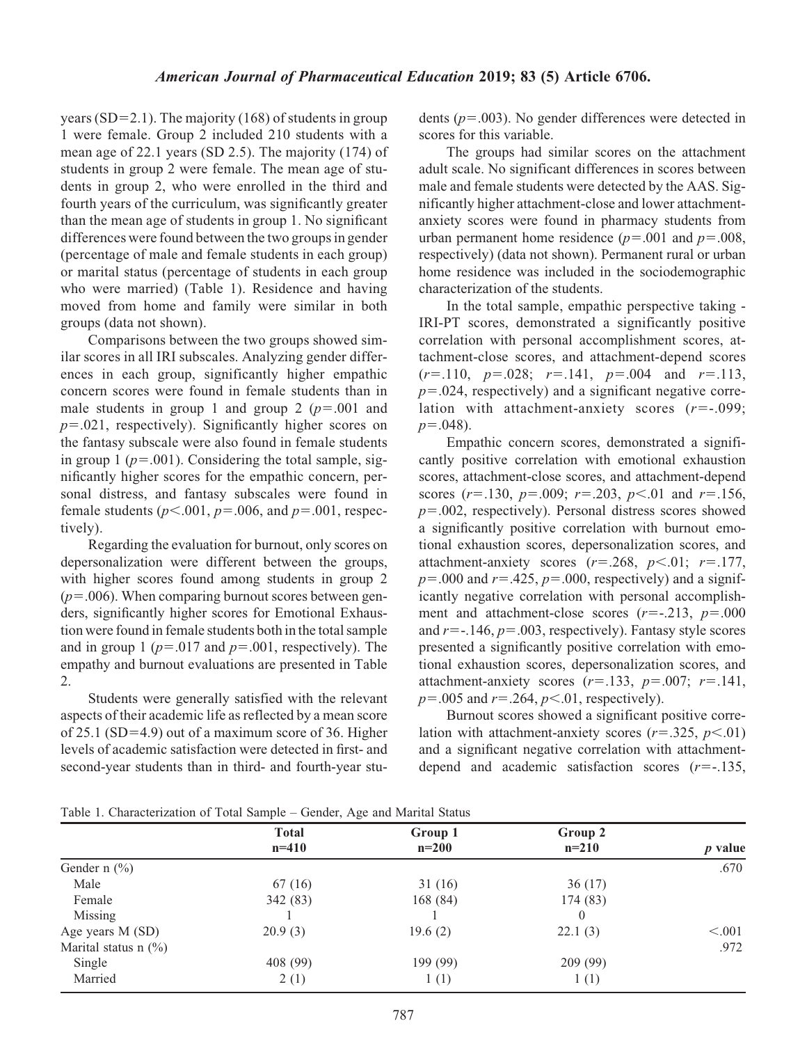years (SD=2.1). The majority (168) of students in group 1 were female. Group 2 included 210 students with a mean age of 22.1 years (SD 2.5). The majority (174) of students in group 2 were female. The mean age of students in group 2, who were enrolled in the third and fourth years of the curriculum, was significantly greater than the mean age of students in group 1. No significant differences were found between the two groups in gender (percentage of male and female students in each group) or marital status (percentage of students in each group who were married) (Table 1). Residence and having moved from home and family were similar in both groups (data not shown).

Comparisons between the two groups showed similar scores in all IRI subscales. Analyzing gender differences in each group, significantly higher empathic concern scores were found in female students than in male students in group 1 and group 2 ($p$=.001 and $p$=.021, respectively). Significantly higher scores on the fantasy subscale were also found in female students in group 1 ($p$=.001). Considering the total sample, significantly higher scores for the empathic concern, personal distress, and fantasy subscales were found in female students ($p$<.001, $p$=.006, and $p$=.001, respectively).

Regarding the evaluation for burnout, only scores on depersonalization were different between the groups, with higher scores found among students in group 2 ($p$=.006). When comparing burnout scores between genders, significantly higher scores for Emotional Exhaustion were found in female students both in the total sample and in group 1 ($p$=.017 and $p$=.001, respectively). The empathy and burnout evaluations are presented in Table 2.

Students were generally satisfied with the relevant aspects of their academic life as reflected by a mean score of 25.1 (SD=4.9) out of a maximum score of 36. Higher levels of academic satisfaction were detected in first- and second-year students than in third- and fourth-year students ($p$=.003). No gender differences were detected in scores for this variable.

The groups had similar scores on the attachment adult scale. No significant differences in scores between male and female students were detected by the AAS. Significantly higher attachment-close and lower attachment-anxiety scores were found in pharmacy students from urban permanent home residence ($p$=.001 and $p$=.008, respectively) (data not shown). Permanent rural or urban home residence was included in the sociodemographic characterization of the students.

In the total sample, empathic perspective taking - IRI-PT scores, demonstrated a significantly positive correlation with personal accomplishment scores, attachment-close scores, and attachment-depend scores ($r$=.110, $p$=.028; $r$=.141, $p$=.004 and $r$=.113, $p$=.024, respectively) and a significant negative correlation with attachment-anxiety scores ($r$=-.099; $p$=.048).

Empathic concern scores, demonstrated a significantly positive correlation with emotional exhaustion scores, attachment-close scores, and attachment-depend scores ($r$=.130, $p$=.009; $r$=.203, $p$<.01 and $r$=.156, $p$=.002, respectively). Personal distress scores showed a significantly positive correlation with burnout emotional exhaustion scores, depersonalization scores, and attachment-anxiety scores ($r$=.268, $p$<.01; $r$=.177, $p$=.000 and $r$=.425, $p$=.000, respectively) and a significantly negative correlation with personal accomplishment and attachment-close scores ($r$=-.213, $p$=.000 and $r$=-.146, $p$=.003, respectively). Fantasy style scores presented a significantly positive correlation with emotional exhaustion scores, depersonalization scores, and attachment-anxiety scores ($r$=.133, $p$=.007; $r$=.141, $p$=.005 and $r$=.264, $p$<.01, respectively).

Burnout scores showed a significant positive correlation with attachment-anxiety scores ($r$=.325, $p$<.01) and a significant negative correlation with attachment-depend and academic satisfaction scores ($r$=-.135,

Table 1. Characterization of Total Sample – Gender, Age and Marital Status

| | Total n=410 | Group 1 n=200 | Group 2 n=210 | *p* value |
|---|---|---|---|---|
| Gender n (%) | | | | .670 |
| Male | 67 (16) | 31 (16) | 36 (17) | |
| Female | 342 (83) | 168 (84) | 174 (83) | |
| Missing | 1 | 1 | 0 | |
| Age years M (SD) | 20.9 (3) | 19.6 (2) | 22.1 (3) | <.001 |
| Marital status n (%) | | | | .972 |
| Single | 408 (99) | 199 (99) | 209 (99) | |
| Married | 2 (1) | 1 (1) | 1 (1) | |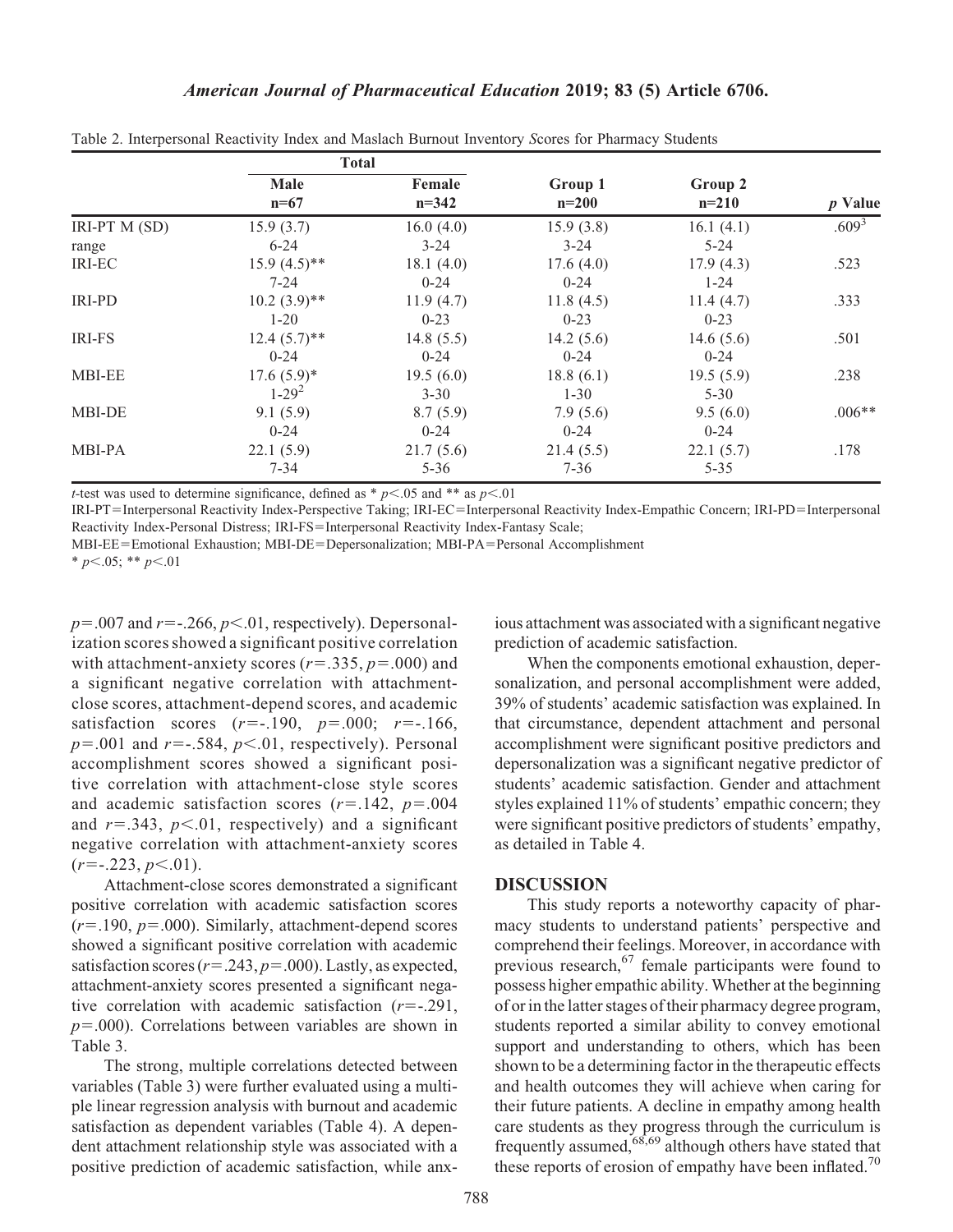Table 2. Interpersonal Reactivity Index and Maslach Burnout Inventory Scores for Pharmacy Students

| | Total | | | | |
|---|---|---|---|---|---|
| | Male n=67 | Female n=342 | Group 1 n=200 | Group 2 n=210 | *p* Value |
| IRI-PT M (SD) | 15.9 (3.7) | 16.0 (4.0) | 15.9 (3.8) | 16.1 (4.1) | .609[3] |
| range | 6-24 | 3-24 | 3-24 | 5-24 | |
| IRI-EC | 15.9 (4.5)** | 18.1 (4.0) | 17.6 (4.0) | 17.9 (4.3) | .523 |
| | 7-24 | 0-24 | 0-24 | 1-24 | |
| IRI-PD | 10.2 (3.9)** | 11.9 (4.7) | 11.8 (4.5) | 11.4 (4.7) | .333 |
| | 1-20 | 0-23 | 0-23 | 0-23 | |
| IRI-FS | 12.4 (5.7)** | 14.8 (5.5) | 14.2 (5.6) | 14.6 (5.6) | .501 |
| | 0-24 | 0-24 | 0-24 | 0-24 | |
| MBI-EE | 17.6 (5.9)* | 19.5 (6.0) | 18.8 (6.1) | 19.5 (5.9) | .238 |
| | 1-29[2] | 3-30 | 1-30 | 5-30 | |
| MBI-DE | 9.1 (5.9) | 8.7 (5.9) | 7.9 (5.6) | 9.5 (6.0) | .006** |
| | 0-24 | 0-24 | 0-24 | 0-24 | |
| MBI-PA | 22.1 (5.9) | 21.7 (5.6) | 21.4 (5.5) | 22.1 (5.7) | .178 |
| | 7-34 | 5-36 | 7-36 | 5-35 | |

*t*-test was used to determine significance, defined as * $p<.05$ and ** as $p<.01$

IRI-PT=Interpersonal Reactivity Index-Perspective Taking; IRI-EC=Interpersonal Reactivity Index-Empathic Concern; IRI-PD=Interpersonal Reactivity Index-Personal Distress; IRI-FS=Interpersonal Reactivity Index-Fantasy Scale;

MBI-EE=Emotional Exhaustion; MBI-DE=Depersonalization; MBI-PA=Personal Accomplishment

* $p<.05$; ** $p<.01$

$p=.007$ and $r=-.266$, $p<.01$, respectively). Depersonalization scores showed a significant positive correlation with attachment-anxiety scores ($r=.335$, $p=.000$) and a significant negative correlation with attachment-close scores, attachment-depend scores, and academic satisfaction scores ($r=-.190$, $p=.000$; $r=-.166$, $p=.001$ and $r=-.584$, $p<.01$, respectively). Personal accomplishment scores showed a significant positive correlation with attachment-close style scores and academic satisfaction scores ($r=.142$, $p=.004$ and $r=.343$, $p<.01$, respectively) and a significant negative correlation with attachment-anxiety scores ($r=-.223$, $p<.01$).

Attachment-close scores demonstrated a significant positive correlation with academic satisfaction scores ($r=.190$, $p=.000$). Similarly, attachment-depend scores showed a significant positive correlation with academic satisfaction scores ($r=.243$, $p=.000$). Lastly, as expected, attachment-anxiety scores presented a significant negative correlation with academic satisfaction ($r=-.291$, $p=.000$). Correlations between variables are shown in Table 3.

The strong, multiple correlations detected between variables (Table 3) were further evaluated using a multiple linear regression analysis with burnout and academic satisfaction as dependent variables (Table 4). A dependent attachment relationship style was associated with a positive prediction of academic satisfaction, while anxious attachment was associated with a significant negative prediction of academic satisfaction.

When the components emotional exhaustion, depersonalization, and personal accomplishment were added, 39% of students' academic satisfaction was explained. In that circumstance, dependent attachment and personal accomplishment were significant positive predictors and depersonalization was a significant negative predictor of students' academic satisfaction. Gender and attachment styles explained 11% of students' empathic concern; they were significant positive predictors of students' empathy, as detailed in Table 4.

## DISCUSSION

This study reports a noteworthy capacity of pharmacy students to understand patients' perspective and comprehend their feelings. Moreover, in accordance with previous research,[67] female participants were found to possess higher empathic ability. Whether at the beginning of or in the latter stages of their pharmacy degree program, students reported a similar ability to convey emotional support and understanding to others, which has been shown to be a determining factor in the therapeutic effects and health outcomes they will achieve when caring for their future patients. A decline in empathy among health care students as they progress through the curriculum is frequently assumed,[68,69] although others have stated that these reports of erosion of empathy have been inflated.[70]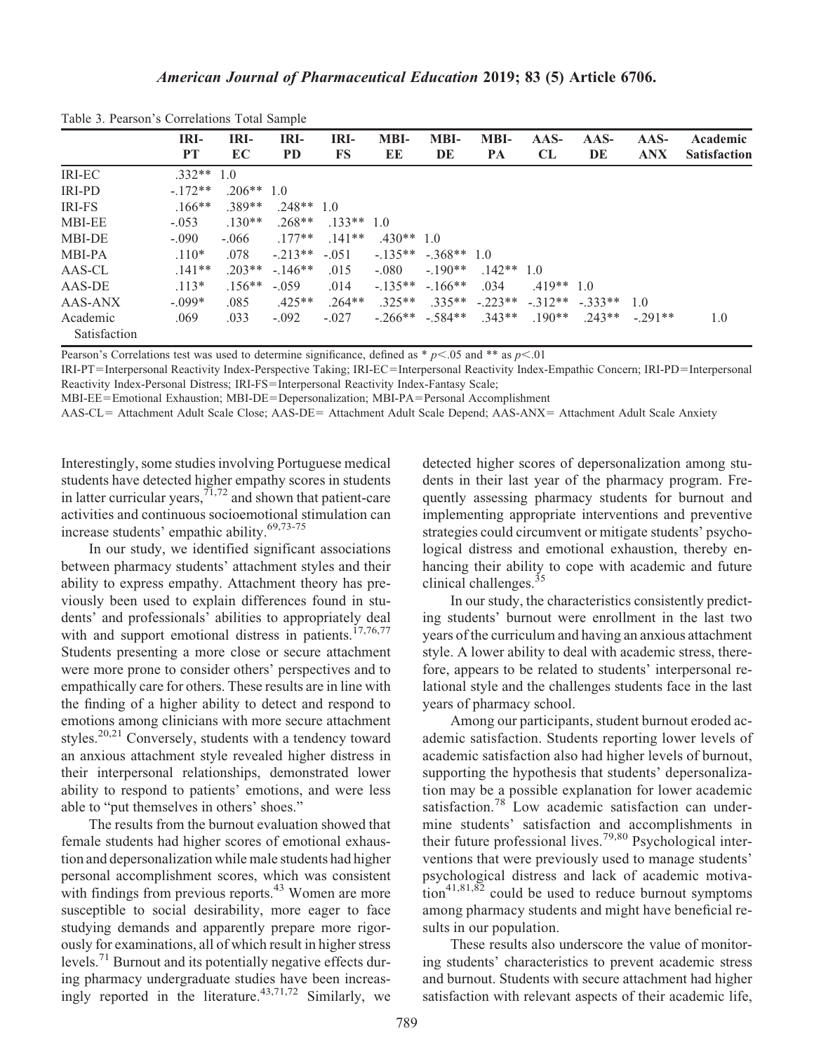Table 3. Pearson's Correlations Total Sample

| | IRI-PT | IRI-EC | IRI-PD | IRI-FS | MBI-EE | MBI-DE | MBI-PA | AAS-CL | AAS-DE | AAS-ANX | Academic Satisfaction |
|---|---|---|---|---|---|---|---|---|---|---|---|
| IRI-EC | .332** | 1.0 | | | | | | | | | |
| IRI-PD | -.172** | .206** | 1.0 | | | | | | | | |
| IRI-FS | .166** | .389** | .248** | 1.0 | | | | | | | |
| MBI-EE | -.053 | .130** | .268** | .133** | 1.0 | | | | | | |
| MBI-DE | -.090 | -.066 | .177** | .141** | .430** | 1.0 | | | | | |
| MBI-PA | .110* | .078 | -.213** | -.051 | -.135** | -.368** | 1.0 | | | | |
| AAS-CL | .141** | .203** | -.146** | .015 | -.080 | -.190** | .142** | 1.0 | | | |
| AAS-DE | .113* | .156** | -.059 | .014 | -.135** | -.166** | .034 | .419** | 1.0 | | |
| AAS-ANX | -.099* | .085 | .425** | .264** | .325** | .335** | -.223** | -.312** | -.333** | 1.0 | |
| Academic Satisfaction | .069 | .033 | -.092 | -.027 | -.266** | -.584** | .343** | .190** | .243** | -.291** | 1.0 |

Pearson's Correlations test was used to determine significance, defined as * $p<.05$ and ** as $p<.01$

IRI-PT=Interpersonal Reactivity Index-Perspective Taking; IRI-EC=Interpersonal Reactivity Index-Empathic Concern; IRI-PD=Interpersonal Reactivity Index-Personal Distress; IRI-FS=Interpersonal Reactivity Index-Fantasy Scale;

MBI-EE=Emotional Exhaustion; MBI-DE=Depersonalization; MBI-PA=Personal Accomplishment

AAS-CL= Attachment Adult Scale Close; AAS-DE= Attachment Adult Scale Depend; AAS-ANX= Attachment Adult Scale Anxiety

Interestingly, some studies involving Portuguese medical students have detected higher empathy scores in students in latter curricular years,[71,72] and shown that patient-care activities and continuous socioemotional stimulation can increase students' empathic ability.[69,73-75]

In our study, we identified significant associations between pharmacy students' attachment styles and their ability to express empathy. Attachment theory has previously been used to explain differences found in students' and professionals' abilities to appropriately deal with and support emotional distress in patients.[17,76,77] Students presenting a more close or secure attachment were more prone to consider others' perspectives and to empathically care for others. These results are in line with the finding of a higher ability to detect and respond to emotions among clinicians with more secure attachment styles.[20,21] Conversely, students with a tendency toward an anxious attachment style revealed higher distress in their interpersonal relationships, demonstrated lower ability to respond to patients' emotions, and were less able to "put themselves in others' shoes."

The results from the burnout evaluation showed that female students had higher scores of emotional exhaustion and depersonalization while male students had higher personal accomplishment scores, which was consistent with findings from previous reports.[43] Women are more susceptible to social desirability, more eager to face studying demands and apparently prepare more rigorously for examinations, all of which result in higher stress levels.[71] Burnout and its potentially negative effects during pharmacy undergraduate studies have been increasingly reported in the literature.[43,71,72] Similarly, we detected higher scores of depersonalization among students in their last year of the pharmacy program. Frequently assessing pharmacy students for burnout and implementing appropriate interventions and preventive strategies could circumvent or mitigate students' psychological distress and emotional exhaustion, thereby enhancing their ability to cope with academic and future clinical challenges.[35]

In our study, the characteristics consistently predicting students' burnout were enrollment in the last two years of the curriculum and having an anxious attachment style. A lower ability to deal with academic stress, therefore, appears to be related to students' interpersonal relational style and the challenges students face in the last years of pharmacy school.

Among our participants, student burnout eroded academic satisfaction. Students reporting lower levels of academic satisfaction also had higher levels of burnout, supporting the hypothesis that students' depersonalization may be a possible explanation for lower academic satisfaction.[78] Low academic satisfaction can undermine students' satisfaction and accomplishments in their future professional lives.[79,80] Psychological interventions that were previously used to manage students' psychological distress and lack of academic motivation[41,81,82] could be used to reduce burnout symptoms among pharmacy students and might have beneficial results in our population.

These results also underscore the value of monitoring students' characteristics to prevent academic stress and burnout. Students with secure attachment had higher satisfaction with relevant aspects of their academic life,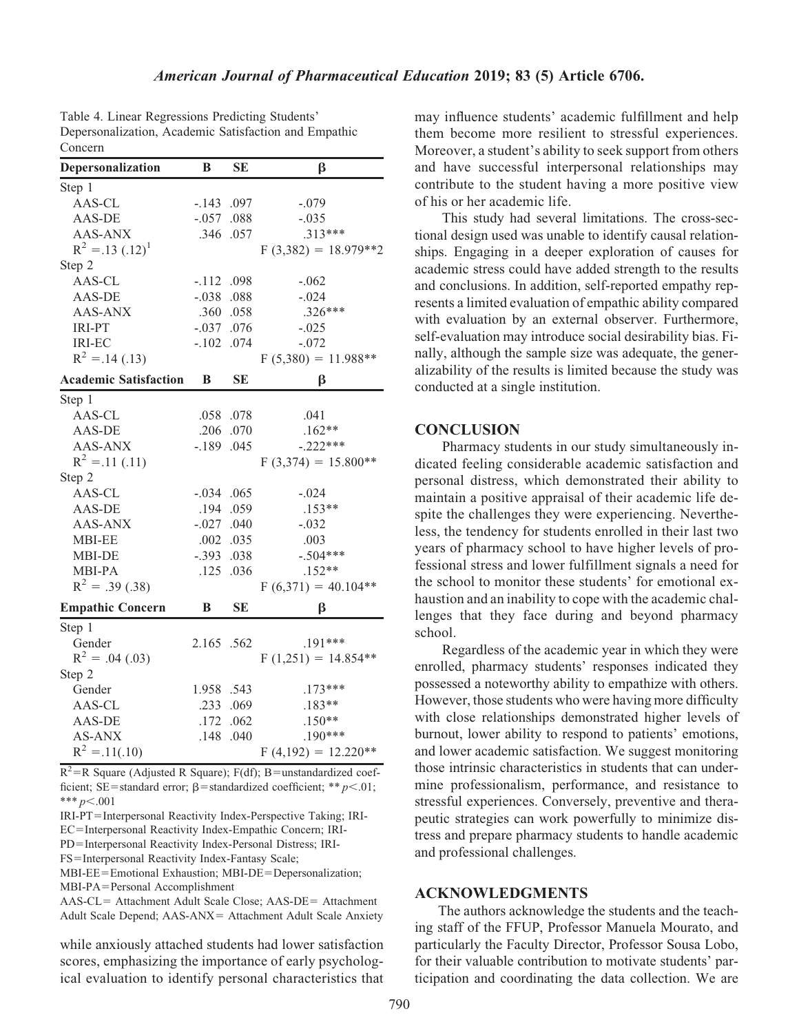Table 4. Linear Regressions Predicting Students' Depersonalization, Academic Satisfaction and Empathic Concern

| Depersonalization | B | SE | β |
|---|---|---|---|
| Step 1 | | | |
| AAS-CL | -.143 | .097 | -.079 |
| AAS-DE | -.057 | .088 | -.035 |
| AAS-ANX | .346 | .057 | .313*** |
| $R^2$ =.13 (.12)[1] | | | $F(3,382) = 18.979$**2 |
| Step 2 | | | |
| AAS-CL | -.112 | .098 | -.062 |
| AAS-DE | -.038 | .088 | -.024 |
| AAS-ANX | .360 | .058 | .326*** |
| IRI-PT | -.037 | .076 | -.025 |
| IRI-EC | -.102 | .074 | -.072 |
| $R^2$ =.14 (.13) | | | $F(5,380) = 11.988$** |
| **Academic Satisfaction** | **B** | **SE** | **β** |
| Step 1 | | | |
| AAS-CL | .058 | .078 | .041 |
| AAS-DE | .206 | .070 | .162** |
| AAS-ANX | -.189 | .045 | -.222*** |
| $R^2$ =.11 (.11) | | | $F(3,374) = 15.800$** |
| Step 2 | | | |
| AAS-CL | -.034 | .065 | -.024 |
| AAS-DE | .194 | .059 | .153** |
| AAS-ANX | -.027 | .040 | -.032 |
| MBI-EE | .002 | .035 | .003 |
| MBI-DE | -.393 | .038 | -.504*** |
| MBI-PA | .125 | .036 | .152** |
| $R^2$ = .39 (.38) | | | $F(6,371) = 40.104$** |
| **Empathic Concern** | **B** | **SE** | **β** |
| Step 1 | | | |
| Gender | 2.165 | .562 | .191*** |
| $R^2$ = .04 (.03) | | | $F(1,251) = 14.854$** |
| Step 2 | | | |
| Gender | 1.958 | .543 | .173*** |
| AAS-CL | .233 | .069 | .183** |
| AAS-DE | .172 | .062 | .150** |
| AS-ANX | .148 | .040 | .190*** |
| $R^2$ =.11(.10) | | | $F(4,192) = 12.220$** |

$R^2$=R Square (Adjusted R Square); F(df); B=unstandardized coefficient; SE=standard error; β=standardized coefficient; ** $p<.01$; *** $p<.001$

IRI-PT=Interpersonal Reactivity Index-Perspective Taking; IRI-EC=Interpersonal Reactivity Index-Empathic Concern; IRI-PD=Interpersonal Reactivity Index-Personal Distress; IRI-FS=Interpersonal Reactivity Index-Fantasy Scale; MBI-EE=Emotional Exhaustion; MBI-DE=Depersonalization; MBI-PA=Personal Accomplishment

AAS-CL= Attachment Adult Scale Close; AAS-DE= Attachment Adult Scale Depend; AAS-ANX= Attachment Adult Scale Anxiety

while anxiously attached students had lower satisfaction scores, emphasizing the importance of early psychological evaluation to identify personal characteristics that may influence students' academic fulfillment and help them become more resilient to stressful experiences. Moreover, a student's ability to seek support from others and have successful interpersonal relationships may contribute to the student having a more positive view of his or her academic life.

This study had several limitations. The cross-sectional design used was unable to identify causal relationships. Engaging in a deeper exploration of causes for academic stress could have added strength to the results and conclusions. In addition, self-reported empathy represents a limited evaluation of empathic ability compared with evaluation by an external observer. Furthermore, self-evaluation may introduce social desirability bias. Finally, although the sample size was adequate, the generalizability of the results is limited because the study was conducted at a single institution.

## CONCLUSION

Pharmacy students in our study simultaneously indicated feeling considerable academic satisfaction and personal distress, which demonstrated their ability to maintain a positive appraisal of their academic life despite the challenges they were experiencing. Nevertheless, the tendency for students enrolled in their last two years of pharmacy school to have higher levels of professional stress and lower fulfillment signals a need for the school to monitor these students' for emotional exhaustion and an inability to cope with the academic challenges that they face during and beyond pharmacy school.

Regardless of the academic year in which they were enrolled, pharmacy students' responses indicated they possessed a noteworthy ability to empathize with others. However, those students who were having more difficulty with close relationships demonstrated higher levels of burnout, lower ability to respond to patients' emotions, and lower academic satisfaction. We suggest monitoring those intrinsic characteristics in students that can undermine professionalism, performance, and resistance to stressful experiences. Conversely, preventive and therapeutic strategies can work powerfully to minimize distress and prepare pharmacy students to handle academic and professional challenges.

## ACKNOWLEDGMENTS

The authors acknowledge the students and the teaching staff of the FFUP, Professor Manuela Mourato, and particularly the Faculty Director, Professor Sousa Lobo, for their valuable contribution to motivate students' participation and coordinating the data collection. We are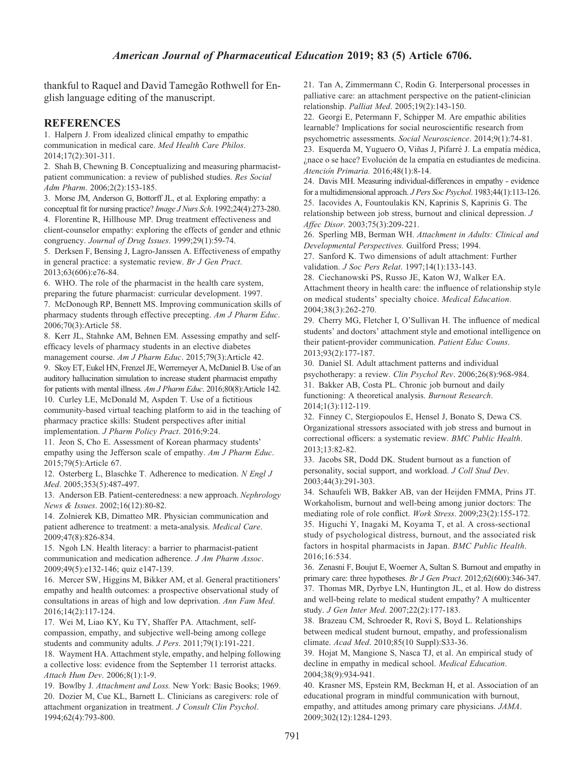thankful to Raquel and David Tamegão Rothwell for English language editing of the manuscript.

## REFERENCES

1. Halpern J. From idealized clinical empathy to empathic communication in medical care. *Med Health Care Philos*. 2014;17(2):301-311.
2. Shah B, Chewning B. Conceptualizing and measuring pharmacist-patient communication: a review of published studies. *Res Social Adm Pharm*. 2006;2(2):153-185.
3. Morse JM, Anderson G, Bottorff JL, et al. Exploring empathy: a conceptual fit for nursing practice? *Image J Nurs Sch*. 1992;24(4):273-280.
4. Florentine R, Hillhouse MP. Drug treatment effectiveness and client-counselor empathy: exploring the effects of gender and ethnic congruency. *Journal of Drug Issues*. 1999;29(1):59-74.
5. Derksen F, Bensing J, Lagro-Janssen A. Effectiveness of empathy in general practice: a systematic review. *Br J Gen Pract*. 2013;63(606):e76-84.
6. WHO. The role of the pharmacist in the health care system, preparing the future pharmacist: curricular development. 1997.
7. McDonough RP, Bennett MS. Improving communication skills of pharmacy students through effective precepting. *Am J Pharm Educ*. 2006;70(3):Article 58.
8. Kerr JL, Stahnke AM, Behnen EM. Assessing empathy and self-efficacy levels of pharmacy students in an elective diabetes management course. *Am J Pharm Educ*. 2015;79(3):Article 42.
9. Skoy ET, Eukel HN, Frenzel JE, Werremeyer A, McDaniel B. Use of an auditory hallucination simulation to increase student pharmacist empathy for patients with mental illness. *Am J Pharm Educ*. 2016;80(8):Article 142.
10. Curley LE, McDonald M, Aspden T. Use of a fictitious community-based virtual teaching platform to aid in the teaching of pharmacy practice skills: Student perspectives after initial implementation. *J Pharm Policy Pract*. 2016;9:24.
11. Jeon S, Cho E. Assessment of Korean pharmacy students' empathy using the Jefferson scale of empathy. *Am J Pharm Educ*. 2015;79(5):Article 67.
12. Osterberg L, Blaschke T. Adherence to medication. *N Engl J Med*. 2005;353(5):487-497.
13. Anderson EB. Patient-centeredness: a new approach. *Nephrology News & Issues*. 2002;16(12):80-82.
14. Zolnierek KB, Dimatteo MR. Physician communication and patient adherence to treatment: a meta-analysis. *Medical Care*. 2009;47(8):826-834.
15. Ngoh LN. Health literacy: a barrier to pharmacist-patient communication and medication adherence. *J Am Pharm Assoc*. 2009;49(5):e132-146; quiz e147-139.
16. Mercer SW, Higgins M, Bikker AM, et al. General practitioners' empathy and health outcomes: a prospective observational study of consultations in areas of high and low deprivation. *Ann Fam Med*. 2016;14(2):117-124.
17. Wei M, Liao KY, Ku TY, Shaffer PA. Attachment, self-compassion, empathy, and subjective well-being among college students and community adults. *J Pers*. 2011;79(1):191-221.
18. Wayment HA. Attachment style, empathy, and helping following a collective loss: evidence from the September 11 terrorist attacks. *Attach Hum Dev*. 2006;8(1):1-9.
19. Bowlby J. *Attachment and Loss.* New York: Basic Books; 1969.
20. Dozier M, Cue KL, Barnett L. Clinicians as caregivers: role of attachment organization in treatment. *J Consult Clin Psychol*. 1994;62(4):793-800.
21. Tan A, Zimmermann C, Rodin G. Interpersonal processes in palliative care: an attachment perspective on the patient-clinician relationship. *Palliat Med*. 2005;19(2):143-150.
22. Georgi E, Petermann F, Schipper M. Are empathic abilities learnable? Implications for social neuroscientific research from psychometric assessments. *Social Neuroscience*. 2014;9(1):74-81.
23. Esquerda M, Yuguero O, Viñas J, Pifarré J. La empatía médica, ¿nace o se hace? Evolución de la empatía en estudiantes de medicina. *Atención Primaria.* 2016;48(1):8-14.
24. Davis MH. Measuring individual-differences in empathy - evidence for a multidimensional approach. *J Pers Soc Psychol*. 1983;44(1):113-126.
25. Iacovides A, Fountoulakis KN, Kaprinis S, Kaprinis G. The relationship between job stress, burnout and clinical depression. *J Affec Disor*. 2003;75(3):209-221.
26. Sperling MB, Berman WH. *Attachment in Adults: Clinical and Developmental Perspectives.* Guilford Press; 1994.
27. Sanford K. Two dimensions of adult attachment: Further validation. *J Soc Pers Relat*. 1997;14(1):133-143.
28. Ciechanowski PS, Russo JE, Katon WJ, Walker EA. Attachment theory in health care: the influence of relationship style on medical students' specialty choice. *Medical Education*. 2004;38(3):262-270.
29. Cherry MG, Fletcher I, O'Sullivan H. The influence of medical students' and doctors' attachment style and emotional intelligence on their patient-provider communication. *Patient Educ Couns*. 2013;93(2):177-187.
30. Daniel SI. Adult attachment patterns and individual psychotherapy: a review. *Clin Psychol Rev*. 2006;26(8):968-984.
31. Bakker AB, Costa PL. Chronic job burnout and daily functioning: A theoretical analysis. *Burnout Research*. 2014;1(3):112-119.
32. Finney C, Stergiopoulos E, Hensel J, Bonato S, Dewa CS. Organizational stressors associated with job stress and burnout in correctional officers: a systematic review. *BMC Public Health*. 2013;13:82-82.
33. Jacobs SR, Dodd DK. Student burnout as a function of personality, social support, and workload. *J Coll Stud Dev*. 2003;44(3):291-303.
34. Schaufeli WB, Bakker AB, van der Heijden FMMA, Prins JT. Workaholism, burnout and well-being among junior doctors: The mediating role of role conflict. *Work Stress*. 2009;23(2):155-172.
35. Higuchi Y, Inagaki M, Koyama T, et al. A cross-sectional study of psychological distress, burnout, and the associated risk factors in hospital pharmacists in Japan. *BMC Public Health*. 2016;16:534.
36. Zenasni F, Boujut E, Woerner A, Sultan S. Burnout and empathy in primary care: three hypotheses. *Br J Gen Pract*. 2012;62(600):346-347.
37. Thomas MR, Dyrbye LN, Huntington JL, et al. How do distress and well-being relate to medical student empathy? A multicenter study. *J Gen Inter Med*. 2007;22(2):177-183.
38. Brazeau CM, Schroeder R, Rovi S, Boyd L. Relationships between medical student burnout, empathy, and professionalism climate. *Acad Med*. 2010;85(10 Suppl):S33-36.
39. Hojat M, Mangione S, Nasca TJ, et al. An empirical study of decline in empathy in medical school. *Medical Education*. 2004;38(9):934-941.
40. Krasner MS, Epstein RM, Beckman H, et al. Association of an educational program in mindful communication with burnout, empathy, and attitudes among primary care physicians. *JAMA*. 2009;302(12):1284-1293.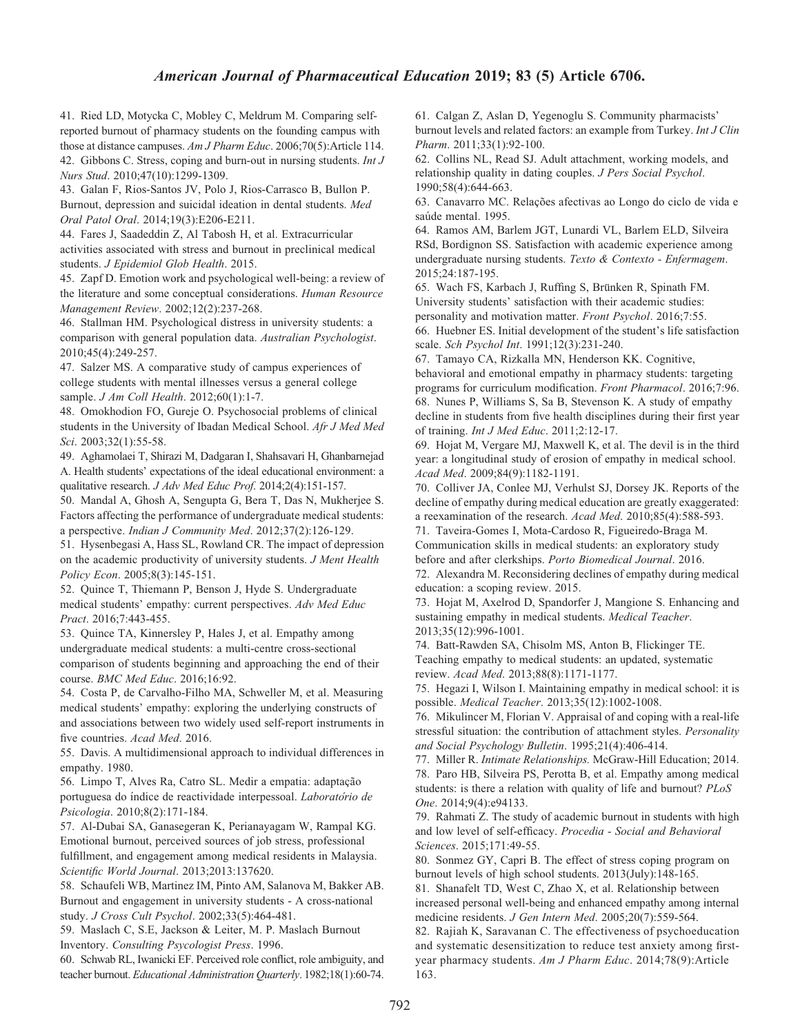41. Ried LD, Motycka C, Mobley C, Meldrum M. Comparing self-reported burnout of pharmacy students on the founding campus with those at distance campuses. *Am J Pharm Educ*. 2006;70(5):Article 114.

42. Gibbons C. Stress, coping and burn-out in nursing students. *Int J Nurs Stud*. 2010;47(10):1299-1309.

43. Galan F, Rios-Santos JV, Polo J, Rios-Carrasco B, Bullon P. Burnout, depression and suicidal ideation in dental students. *Med Oral Patol Oral*. 2014;19(3):E206-E211.

44. Fares J, Saadeddin Z, Al Tabosh H, et al. Extracurricular activities associated with stress and burnout in preclinical medical students. *J Epidemiol Glob Health*. 2015.

45. Zapf D. Emotion work and psychological well-being: a review of the literature and some conceptual considerations. *Human Resource Management Review*. 2002;12(2):237-268.

46. Stallman HM. Psychological distress in university students: a comparison with general population data. *Australian Psychologist*. 2010;45(4):249-257.

47. Salzer MS. A comparative study of campus experiences of college students with mental illnesses versus a general college sample. *J Am Coll Health*. 2012;60(1):1-7.

48. Omokhodion FO, Gureje O. Psychosocial problems of clinical students in the University of Ibadan Medical School. *Afr J Med Med Sci*. 2003;32(1):55-58.

49. Aghamolaei T, Shirazi M, Dadgaran I, Shahsavari H, Ghanbarnejad A. Health students' expectations of the ideal educational environment: a qualitative research. *J Adv Med Educ Prof*. 2014;2(4):151-157.

50. Mandal A, Ghosh A, Sengupta G, Bera T, Das N, Mukherjee S. Factors affecting the performance of undergraduate medical students: a perspective. *Indian J Community Med*. 2012;37(2):126-129.

51. Hysenbegasi A, Hass SL, Rowland CR. The impact of depression on the academic productivity of university students. *J Ment Health Policy Econ*. 2005;8(3):145-151.

52. Quince T, Thiemann P, Benson J, Hyde S. Undergraduate medical students' empathy: current perspectives. *Adv Med Educ Pract*. 2016;7:443-455.

53. Quince TA, Kinnersley P, Hales J, et al. Empathy among undergraduate medical students: a multi-centre cross-sectional comparison of students beginning and approaching the end of their course. *BMC Med Educ*. 2016;16:92.

54. Costa P, de Carvalho-Filho MA, Schweller M, et al. Measuring medical students' empathy: exploring the underlying constructs of and associations between two widely used self-report instruments in five countries. *Acad Med*. 2016.

55. Davis. A multidimensional approach to individual differences in empathy. 1980.

56. Limpo T, Alves Ra, Catro SL. Medir a empatia: adaptação portuguesa do índice de reactividade interpessoal. *Laboratório de Psicologia*. 2010;8(2):171-184.

57. Al-Dubai SA, Ganasegeran K, Perianayagam W, Rampal KG. Emotional burnout, perceived sources of job stress, professional fulfillment, and engagement among medical residents in Malaysia. *Scientific World Journal*. 2013;2013:137620.

58. Schaufeli WB, Martinez IM, Pinto AM, Salanova M, Bakker AB. Burnout and engagement in university students - A cross-national study. *J Cross Cult Psychol*. 2002;33(5):464-481.

59. Maslach C, S.E, Jackson & Leiter, M. P. Maslach Burnout Inventory. *Consulting Psycologist Press*. 1996.

60. Schwab RL, Iwanicki EF. Perceived role conflict, role ambiguity, and teacher burnout. *Educational Administration Quarterly*. 1982;18(1):60-74.

61. Calgan Z, Aslan D, Yegenoglu S. Community pharmacists' burnout levels and related factors: an example from Turkey. *Int J Clin Pharm*. 2011;33(1):92-100.

62. Collins NL, Read SJ. Adult attachment, working models, and relationship quality in dating couples. *J Pers Social Psychol*. 1990;58(4):644-663.

63. Canavarro MC. Relações afectivas ao Longo do ciclo de vida e saúde mental. 1995.

64. Ramos AM, Barlem JGT, Lunardi VL, Barlem ELD, Silveira RSd, Bordignon SS. Satisfaction with academic experience among undergraduate nursing students. *Texto & Contexto - Enfermagem*. 2015;24:187-195.

65. Wach FS, Karbach J, Ruffing S, Brünken R, Spinath FM. University students' satisfaction with their academic studies: personality and motivation matter. *Front Psychol*. 2016;7:55.

66. Huebner ES. Initial development of the student's life satisfaction scale. *Sch Psychol Int*. 1991;12(3):231-240.

67. Tamayo CA, Rizkalla MN, Henderson KK. Cognitive, behavioral and emotional empathy in pharmacy students: targeting programs for curriculum modification. *Front Pharmacol*. 2016;7:96.

68. Nunes P, Williams S, Sa B, Stevenson K. A study of empathy decline in students from five health disciplines during their first year of training. *Int J Med Educ*. 2011;2:12-17.

69. Hojat M, Vergare MJ, Maxwell K, et al. The devil is in the third year: a longitudinal study of erosion of empathy in medical school. *Acad Med*. 2009;84(9):1182-1191.

70. Colliver JA, Conlee MJ, Verhulst SJ, Dorsey JK. Reports of the decline of empathy during medical education are greatly exaggerated: a reexamination of the research. *Acad Med*. 2010;85(4):588-593.

71. Taveira-Gomes I, Mota-Cardoso R, Figueiredo-Braga M. Communication skills in medical students: an exploratory study before and after clerkships. *Porto Biomedical Journal*. 2016.

72. Alexandra M. Reconsidering declines of empathy during medical education: a scoping review. 2015.

73. Hojat M, Axelrod D, Spandorfer J, Mangione S. Enhancing and sustaining empathy in medical students. *Medical Teacher*. 2013;35(12):996-1001.

74. Batt-Rawden SA, Chisolm MS, Anton B, Flickinger TE. Teaching empathy to medical students: an updated, systematic review. *Acad Med*. 2013;88(8):1171-1177.

75. Hegazi I, Wilson I. Maintaining empathy in medical school: it is possible. *Medical Teacher*. 2013;35(12):1002-1008.

76. Mikulincer M, Florian V. Appraisal of and coping with a real-life stressful situation: the contribution of attachment styles. *Personality and Social Psychology Bulletin*. 1995;21(4):406-414.

77. Miller R. *Intimate Relationships.* McGraw-Hill Education; 2014.

78. Paro HB, Silveira PS, Perotta B, et al. Empathy among medical students: is there a relation with quality of life and burnout? *PLoS One*. 2014;9(4):e94133.

79. Rahmati Z. The study of academic burnout in students with high and low level of self-efficacy. *Procedia - Social and Behavioral Sciences*. 2015;171:49-55.

80. Sonmez GY, Capri B. The effect of stress coping program on burnout levels of high school students. 2013(July):148-165.

81. Shanafelt TD, West C, Zhao X, et al. Relationship between increased personal well-being and enhanced empathy among internal medicine residents. *J Gen Intern Med*. 2005;20(7):559-564.

82. Rajiah K, Saravanan C. The effectiveness of psychoeducation and systematic desensitization to reduce test anxiety among first-year pharmacy students. *Am J Pharm Educ*. 2014;78(9):Article 163.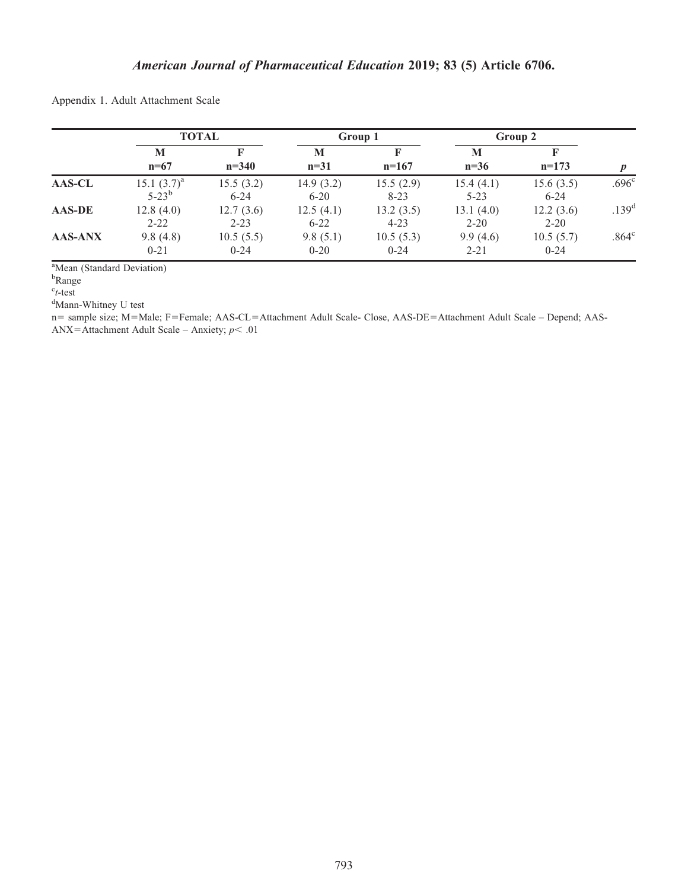Appendix 1. Adult Attachment Scale

| | TOTAL | | Group 1 | | Group 2 | | |
|---|---|---|---|---|---|---|---|
| | M n=67 | F n=340 | M n=31 | F n=167 | M n=36 | F n=173 | *p* |
| **AAS-CL** | 15.1 (3.7)[a] 5-23[b] | 15.5 (3.2) 6-24 | 14.9 (3.2) 6-20 | 15.5 (2.9) 8-23 | 15.4 (4.1) 5-23 | 15.6 (3.5) 6-24 | .696[c] |
| **AAS-DE** | 12.8 (4.0) 2-22 | 12.7 (3.6) 2-23 | 12.5 (4.1) 6-22 | 13.2 (3.5) 4-23 | 13.1 (4.0) 2-20 | 12.2 (3.6) 2-20 | .139[d] |
| **AAS-ANX** | 9.8 (4.8) 0-21 | 10.5 (5.5) 0-24 | 9.8 (5.1) 0-20 | 10.5 (5.3) 0-24 | 9.9 (4.6) 2-21 | 10.5 (5.7) 0-24 | .864[c] |

[a]Mean (Standard Deviation)
[b]Range
[c]*t*-test
[d]Mann-Whitney U test
n= sample size; M=Male; F=Female; AAS-CL=Attachment Adult Scale- Close, AAS-DE=Attachment Adult Scale – Depend; AAS-ANX=Attachment Adult Scale – Anxiety; $p < .01$